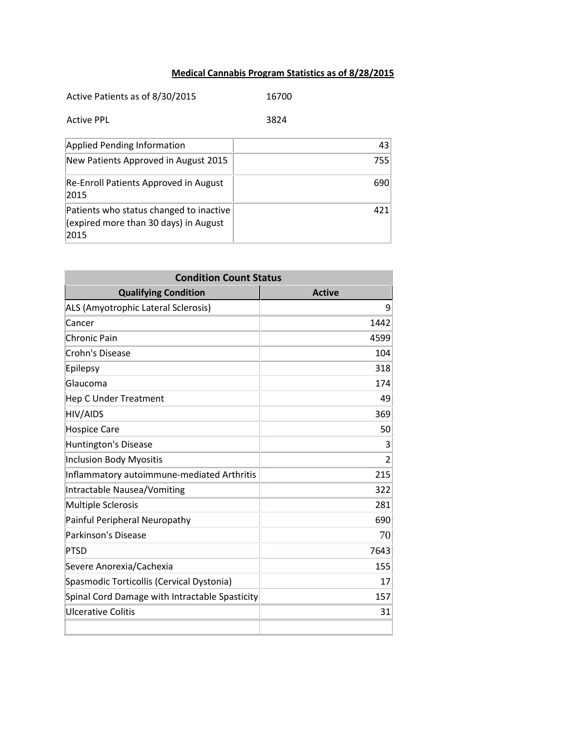## Medical Cannabis Program Statistics as of 8/28/2015

| | |
|---|---|
| Active Patients as of 8/30/2015 | 16700 |
| Active PPL | 3824 |

| | |
|---|---|
| Applied Pending Information | 43 |
| New Patients Approved in August 2015 | 755 |
| Re-Enroll Patients Approved in August 2015 | 690 |
| Patients who status changed to inactive (expired more than 30 days) in August 2015 | 421 |

| Condition Count Status | |
|---|---|
| **Qualifying Condition** | **Active** |
| ALS (Amyotrophic Lateral Sclerosis) | 9 |
| Cancer | 1442 |
| Chronic Pain | 4599 |
| Crohn's Disease | 104 |
| Epilepsy | 318 |
| Glaucoma | 174 |
| Hep C Under Treatment | 49 |
| HIV/AIDS | 369 |
| Hospice Care | 50 |
| Huntington's Disease | 3 |
| Inclusion Body Myositis | 2 |
| Inflammatory autoimmune-mediated Arthritis | 215 |
| Intractable Nausea/Vomiting | 322 |
| Multiple Sclerosis | 281 |
| Painful Peripheral Neuropathy | 690 |
| Parkinson's Disease | 70 |
| PTSD | 7643 |
| Severe Anorexia/Cachexia | 155 |
| Spasmodic Torticollis (Cervical Dystonia) | 17 |
| Spinal Cord Damage with Intractable Spasticity | 157 |
| Ulcerative Colitis | 31 |
| | |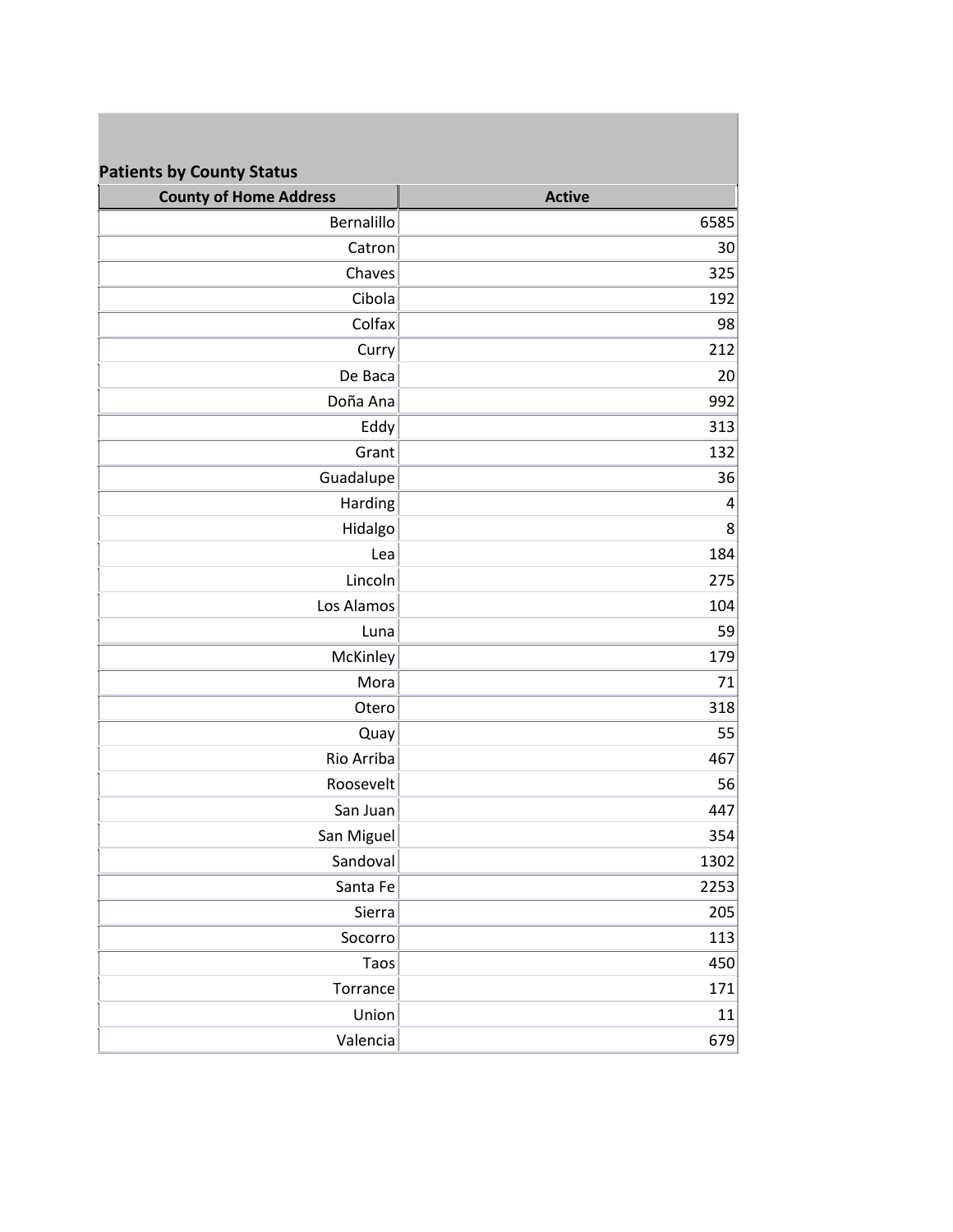**Patients by County Status**

| County of Home Address | Active |
| --- | --- |
| Bernalillo | 6585 |
| Catron | 30 |
| Chaves | 325 |
| Cibola | 192 |
| Colfax | 98 |
| Curry | 212 |
| De Baca | 20 |
| Doña Ana | 992 |
| Eddy | 313 |
| Grant | 132 |
| Guadalupe | 36 |
| Harding | 4 |
| Hidalgo | 8 |
| Lea | 184 |
| Lincoln | 275 |
| Los Alamos | 104 |
| Luna | 59 |
| McKinley | 179 |
| Mora | 71 |
| Otero | 318 |
| Quay | 55 |
| Rio Arriba | 467 |
| Roosevelt | 56 |
| San Juan | 447 |
| San Miguel | 354 |
| Sandoval | 1302 |
| Santa Fe | 2253 |
| Sierra | 205 |
| Socorro | 113 |
| Taos | 450 |
| Torrance | 171 |
| Union | 11 |
| Valencia | 679 |